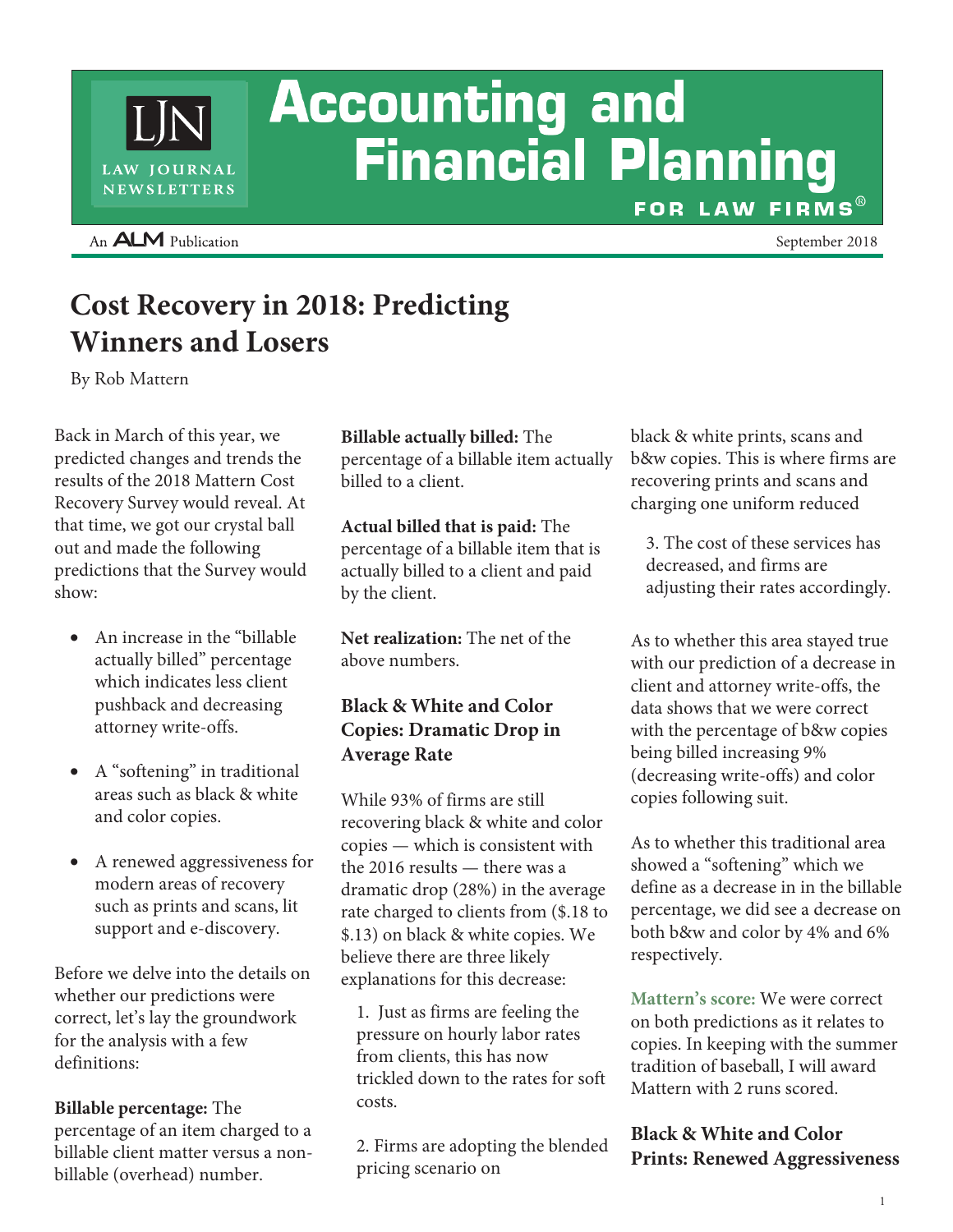# Accounting and Financial Planning FOR LAW FIRMS®

An ALM Publication — September 2018

## Cost Recovery in 2018: Predicting Winners and Losers

By Rob Mattern

Back in March of this year, we predicted changes and trends the results of the 2018 Mattern Cost Recovery Survey would reveal. At that time, we got our crystal ball out and made the following predictions that the Survey would show:

- An increase in the "billable actually billed" percentage which indicates less client pushback and decreasing attorney write-offs.
- A "softening" in traditional areas such as black & white and color copies.
- A renewed aggressiveness for modern areas of recovery such as prints and scans, lit support and e-discovery.

Before we delve into the details on whether our predictions were correct, let's lay the groundwork for the analysis with a few definitions:

**Billable percentage:** The percentage of an item charged to a billable client matter versus a non-billable (overhead) number.

**Billable actually billed:** The percentage of a billable item actually billed to a client.

**Actual billed that is paid:** The percentage of a billable item that is actually billed to a client and paid by the client.

**Net realization:** The net of the above numbers.

### Black & White and Color Copies: Dramatic Drop in Average Rate

While 93% of firms are still recovering black & white and color copies — which is consistent with the 2016 results — there was a dramatic drop (28%) in the average rate charged to clients from ($.18 to $.13) on black & white copies. We believe there are three likely explanations for this decrease:

1. Just as firms are feeling the pressure on hourly labor rates from clients, this has now trickled down to the rates for soft costs.

2. Firms are adopting the blended pricing scenario on black & white prints, scans and b&w copies. This is where firms are recovering prints and scans and charging one uniform reduced

3. The cost of these services has decreased, and firms are adjusting their rates accordingly.

As to whether this area stayed true with our prediction of a decrease in client and attorney write-offs, the data shows that we were correct with the percentage of b&w copies being billed increasing 9% (decreasing write-offs) and color copies following suit.

As to whether this traditional area showed a "softening" which we define as a decrease in in the billable percentage, we did see a decrease on both b&w and color by 4% and 6% respectively.

**Mattern's score:** We were correct on both predictions as it relates to copies. In keeping with the summer tradition of baseball, I will award Mattern with 2 runs scored.

### Black & White and Color Prints: Renewed Aggressiveness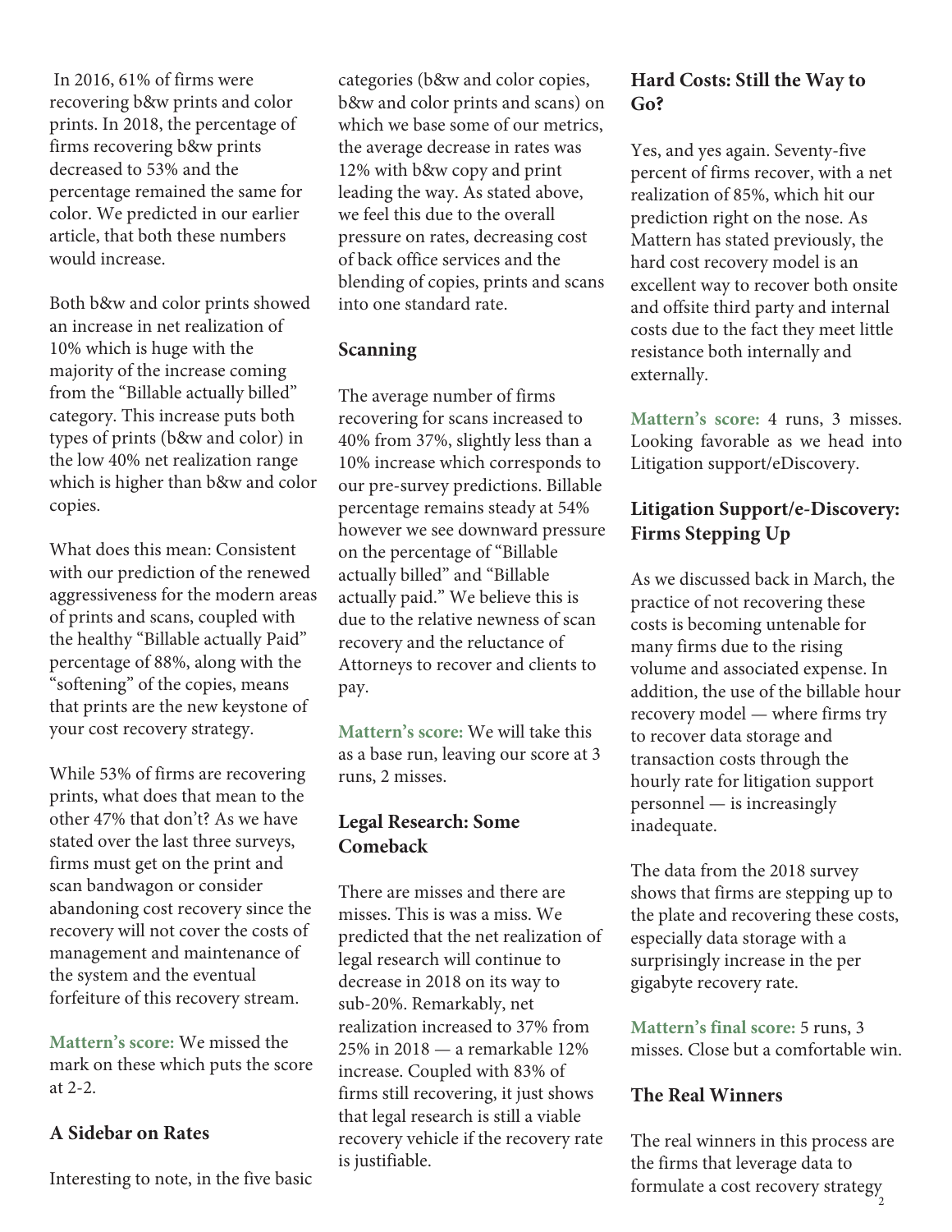In 2016, 61% of firms were recovering b&w prints and color prints. In 2018, the percentage of firms recovering b&w prints decreased to 53% and the percentage remained the same for color. We predicted in our earlier article, that both these numbers would increase.

Both b&w and color prints showed an increase in net realization of 10% which is huge with the majority of the increase coming from the "Billable actually billed" category. This increase puts both types of prints (b&w and color) in the low 40% net realization range which is higher than b&w and color copies.

What does this mean: Consistent with our prediction of the renewed aggressiveness for the modern areas of prints and scans, coupled with the healthy "Billable actually Paid" percentage of 88%, along with the "softening" of the copies, means that prints are the new keystone of your cost recovery strategy.

While 53% of firms are recovering prints, what does that mean to the other 47% that don't? As we have stated over the last three surveys, firms must get on the print and scan bandwagon or consider abandoning cost recovery since the recovery will not cover the costs of management and maintenance of the system and the eventual forfeiture of this recovery stream.

**Mattern's score:** We missed the mark on these which puts the score at 2-2.

### A Sidebar on Rates

Interesting to note, in the five basic categories (b&w and color copies, b&w and color prints and scans) on which we base some of our metrics, the average decrease in rates was 12% with b&w copy and print leading the way. As stated above, we feel this due to the overall pressure on rates, decreasing cost of back office services and the blending of copies, prints and scans into one standard rate.

### Scanning

The average number of firms recovering for scans increased to 40% from 37%, slightly less than a 10% increase which corresponds to our pre-survey predictions. Billable percentage remains steady at 54% however we see downward pressure on the percentage of "Billable actually billed" and "Billable actually paid." We believe this is due to the relative newness of scan recovery and the reluctance of Attorneys to recover and clients to pay.

**Mattern's score:** We will take this as a base run, leaving our score at 3 runs, 2 misses.

### Legal Research: Some Comeback

There are misses and there are misses. This is was a miss. We predicted that the net realization of legal research will continue to decrease in 2018 on its way to sub-20%. Remarkably, net realization increased to 37% from 25% in 2018 — a remarkable 12% increase. Coupled with 83% of firms still recovering, it just shows that legal research is still a viable recovery vehicle if the recovery rate is justifiable.

### Hard Costs: Still the Way to Go?

Yes, and yes again. Seventy-five percent of firms recover, with a net realization of 85%, which hit our prediction right on the nose. As Mattern has stated previously, the hard cost recovery model is an excellent way to recover both onsite and offsite third party and internal costs due to the fact they meet little resistance both internally and externally.

**Mattern's score:** 4 runs, 3 misses. Looking favorable as we head into Litigation support/eDiscovery.

### Litigation Support/e-Discovery: Firms Stepping Up

As we discussed back in March, the practice of not recovering these costs is becoming untenable for many firms due to the rising volume and associated expense. In addition, the use of the billable hour recovery model — where firms try to recover data storage and transaction costs through the hourly rate for litigation support personnel — is increasingly inadequate.

The data from the 2018 survey shows that firms are stepping up to the plate and recovering these costs, especially data storage with a surprisingly increase in the per gigabyte recovery rate.

**Mattern's final score:** 5 runs, 3 misses. Close but a comfortable win.

### The Real Winners

The real winners in this process are the firms that leverage data to formulate a cost recovery strategy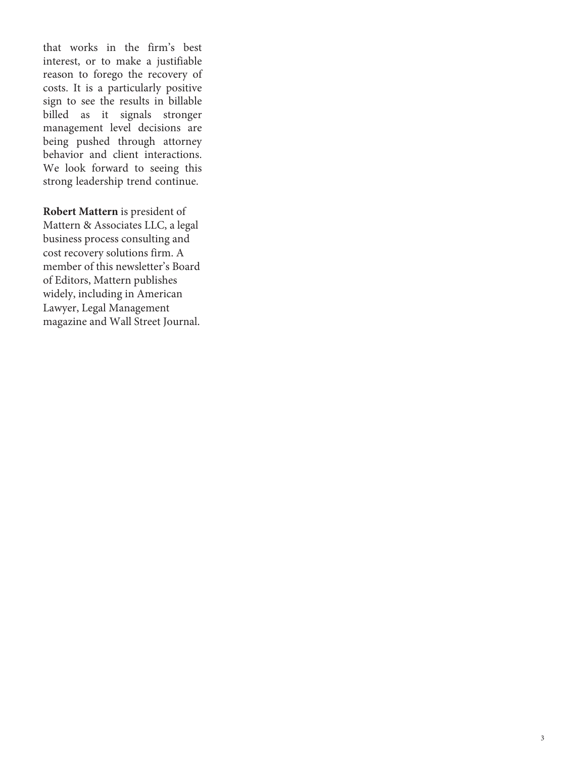that works in the firm's best interest, or to make a justifiable reason to forego the recovery of costs. It is a particularly positive sign to see the results in billable billed as it signals stronger management level decisions are being pushed through attorney behavior and client interactions. We look forward to seeing this strong leadership trend continue.

**Robert Mattern** is president of Mattern & Associates LLC, a legal business process consulting and cost recovery solutions firm. A member of this newsletter's Board of Editors, Mattern publishes widely, including in American Lawyer, Legal Management magazine and Wall Street Journal.